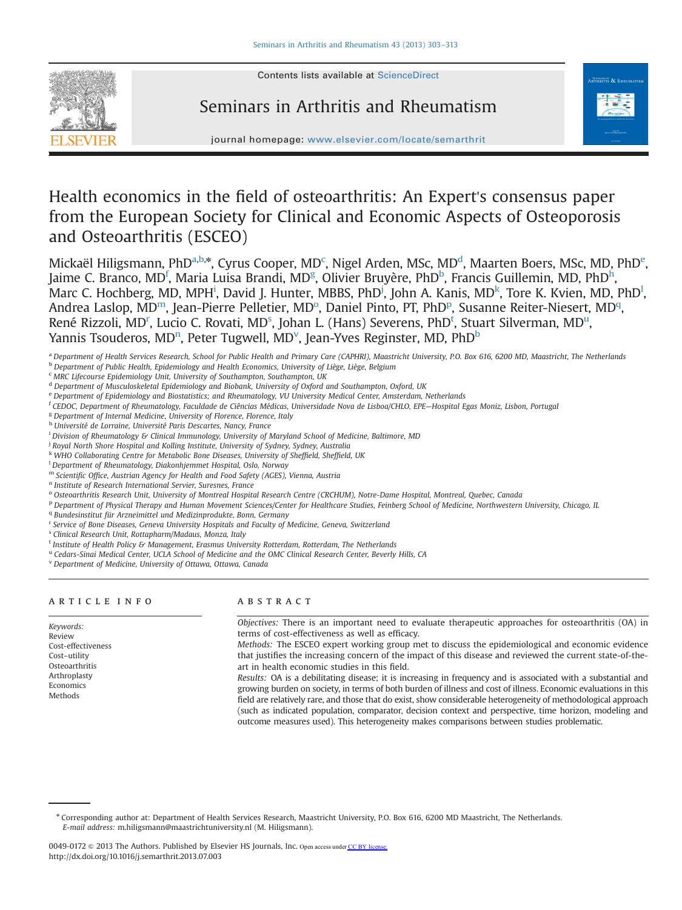# Health economics in the field of osteoarthritis: An Expert's consensus paper from the European Society for Clinical and Economic Aspects of Osteoporosis and Osteoarthritis (ESCEO)

Mickaël Hiligsmann, PhD[a,b,*], Cyrus Cooper, MD[c], Nigel Arden, MSc, MD[d], Maarten Boers, MSc, MD, PhD[e], Jaime C. Branco, MD[f], Maria Luisa Brandi, MD[g], Olivier Bruyère, PhD[b], Francis Guillemin, MD, PhD[h], Marc C. Hochberg, MD, MPH[i], David J. Hunter, MBBS, PhD[j], John A. Kanis, MD[k], Tore K. Kvien, MD, PhD[l], Andrea Laslop, MD[m], Jean-Pierre Pelletier, MD[o], Daniel Pinto, PT, PhD[p], Susanne Reiter-Niesert, MD[q], René Rizzoli, MD[r], Lucio C. Rovati, MD[s], Johan L. (Hans) Severens, PhD[t], Stuart Silverman, MD[u], Yannis Tsouderos, MD[n], Peter Tugwell, MD[v], Jean-Yves Reginster, MD, PhD[b]

[a] Department of Health Services Research, School for Public Health and Primary Care (CAPHRI), Maastricht University, P.O. Box 616, 6200 MD, Maastricht, The Netherlands
[b] Department of Public Health, Epidemiology and Health Economics, University of Liège, Liège, Belgium
[c] MRC Lifecourse Epidemiology Unit, University of Southampton, Southampton, UK
[d] Department of Musculoskeletal Epidemiology and Biobank, University of Oxford and Southampton, Oxford, UK
[e] Department of Epidemiology and Biostatistics; and Rheumatology, VU University Medical Center, Amsterdam, Netherlands
[f] CEDOC, Department of Rheumatology, Faculdade de Ciências Médicas, Universidade Nova de Lisboa/CHLO, EPE—Hospital Egas Moniz, Lisbon, Portugal
[g] Department of Internal Medicine, University of Florence, Florence, Italy
[h] Université de Lorraine, Université Paris Descartes, Nancy, France
[i] Division of Rheumatology & Clinical Immunology, University of Maryland School of Medicine, Baltimore, MD
[j] Royal North Shore Hospital and Kolling Institute, University of Sydney, Sydney, Australia
[k] WHO Collaborating Centre for Metabolic Bone Diseases, University of Sheffield, Sheffield, UK
[l] Department of Rheumatology, Diakonhjemmet Hospital, Oslo, Norway
[m] Scientific Office, Austrian Agency for Health and Food Safety (AGES), Vienna, Austria
[n] Institute of Research International Servier, Suresnes, France
[o] Osteoarthritis Research Unit, University of Montreal Hospital Research Centre (CRCHUM), Notre-Dame Hospital, Montreal, Quebec, Canada
[p] Department of Physical Therapy and Human Movement Sciences/Center for Healthcare Studies, Feinberg School of Medicine, Northwestern University, Chicago, IL
[q] Bundesinstitut für Arzneimittel und Medizinprodukte, Bonn, Germany
[r] Service of Bone Diseases, Geneva University Hospitals and Faculty of Medicine, Geneva, Switzerland
[s] Clinical Research Unit, Rottapharm/Madaus, Monza, Italy
[t] Institute of Health Policy & Management, Erasmus University Rotterdam, Rotterdam, The Netherlands
[u] Cedars-Sinai Medical Center, UCLA School of Medicine and the OMC Clinical Research Center, Beverly Hills, CA
[v] Department of Medicine, University of Ottawa, Ottawa, Canada

## ARTICLE INFO

*Keywords:*
Review
Cost-effectiveness
Cost–utility
Osteoarthritis
Arthroplasty
Economics
Methods

## ABSTRACT

*Objectives:* There is an important need to evaluate therapeutic approaches for osteoarthritis (OA) in terms of cost-effectiveness as well as efficacy.

*Methods:* The ESCEO expert working group met to discuss the epidemiological and economic evidence that justifies the increasing concern of the impact of this disease and reviewed the current state-of-the-art in health economic studies in this field.

*Results:* OA is a debilitating disease; it is increasing in frequency and is associated with a substantial and growing burden on society, in terms of both burden of illness and cost of illness. Economic evaluations in this field are relatively rare, and those that do exist, show considerable heterogeneity of methodological approach (such as indicated population, comparator, decision context and perspective, time horizon, modeling and outcome measures used). This heterogeneity makes comparisons between studies problematic.

---

* Corresponding author at: Department of Health Services Research, Maastricht University, P.O. Box 616, 6200 MD Maastricht, The Netherlands.
*E-mail address:* m.hiligsmann@maastrichtuniversity.nl (M. Hiligsmann).

0049-0172 © 2013 The Authors. Published by Elsevier HS Journals, Inc. Open access under CC BY license.
http://dx.doi.org/10.1016/j.semarthrit.2013.07.003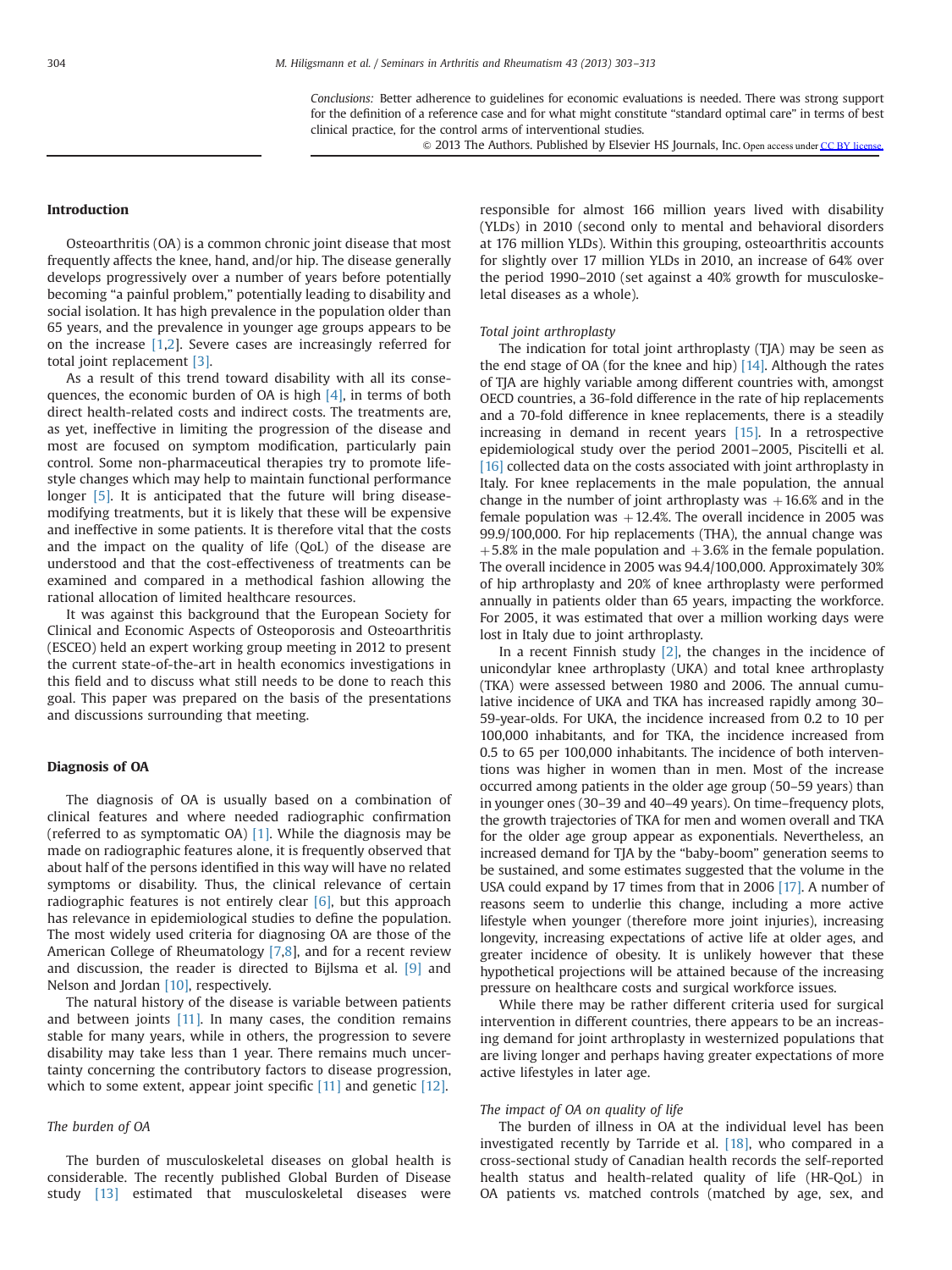*Conclusions:* Better adherence to guidelines for economic evaluations is needed. There was strong support for the definition of a reference case and for what might constitute "standard optimal care" in terms of best clinical practice, for the control arms of interventional studies.

© 2013 The Authors. Published by Elsevier HS Journals, Inc. Open access under CC BY license.

## Introduction

Osteoarthritis (OA) is a common chronic joint disease that most frequently affects the knee, hand, and/or hip. The disease generally develops progressively over a number of years before potentially becoming "a painful problem," potentially leading to disability and social isolation. It has high prevalence in the population older than 65 years, and the prevalence in younger age groups appears to be on the increase [1,2]. Severe cases are increasingly referred for total joint replacement [3].

As a result of this trend toward disability with all its consequences, the economic burden of OA is high [4], in terms of both direct health-related costs and indirect costs. The treatments are, as yet, ineffective in limiting the progression of the disease and most are focused on symptom modification, particularly pain control. Some non-pharmaceutical therapies try to promote lifestyle changes which may help to maintain functional performance longer [5]. It is anticipated that the future will bring disease-modifying treatments, but it is likely that these will be expensive and ineffective in some patients. It is therefore vital that the costs and the impact on the quality of life (QoL) of the disease are understood and that the cost-effectiveness of treatments can be examined and compared in a methodical fashion allowing the rational allocation of limited healthcare resources.

It was against this background that the European Society for Clinical and Economic Aspects of Osteoporosis and Osteoarthritis (ESCEO) held an expert working group meeting in 2012 to present the current state-of-the-art in health economics investigations in this field and to discuss what still needs to be done to reach this goal. This paper was prepared on the basis of the presentations and discussions surrounding that meeting.

## Diagnosis of OA

The diagnosis of OA is usually based on a combination of clinical features and where needed radiographic confirmation (referred to as symptomatic OA) [1]. While the diagnosis may be made on radiographic features alone, it is frequently observed that about half of the persons identified in this way will have no related symptoms or disability. Thus, the clinical relevance of certain radiographic features is not entirely clear [6], but this approach has relevance in epidemiological studies to define the population. The most widely used criteria for diagnosing OA are those of the American College of Rheumatology [7,8], and for a recent review and discussion, the reader is directed to Bijlsma et al. [9] and Nelson and Jordan [10], respectively.

The natural history of the disease is variable between patients and between joints [11]. In many cases, the condition remains stable for many years, while in others, the progression to severe disability may take less than 1 year. There remains much uncertainty concerning the contributory factors to disease progression, which to some extent, appear joint specific [11] and genetic [12].

### *The burden of OA*

The burden of musculoskeletal diseases on global health is considerable. The recently published Global Burden of Disease study [13] estimated that musculoskeletal diseases were responsible for almost 166 million years lived with disability (YLDs) in 2010 (second only to mental and behavioral disorders at 176 million YLDs). Within this grouping, osteoarthritis accounts for slightly over 17 million YLDs in 2010, an increase of 64% over the period 1990–2010 (set against a 40% growth for musculoskeletal diseases as a whole).

### *Total joint arthroplasty*

The indication for total joint arthroplasty (TJA) may be seen as the end stage of OA (for the knee and hip) [14]. Although the rates of TJA are highly variable among different countries with, amongst OECD countries, a 36-fold difference in the rate of hip replacements and a 70-fold difference in knee replacements, there is a steadily increasing in demand in recent years [15]. In a retrospective epidemiological study over the period 2001–2005, Piscitelli et al. [16] collected data on the costs associated with joint arthroplasty in Italy. For knee replacements in the male population, the annual change in the number of joint arthroplasty was +16.6% and in the female population was +12.4%. The overall incidence in 2005 was 99.9/100,000. For hip replacements (THA), the annual change was +5.8% in the male population and +3.6% in the female population. The overall incidence in 2005 was 94.4/100,000. Approximately 30% of hip arthroplasty and 20% of knee arthroplasty were performed annually in patients older than 65 years, impacting the workforce. For 2005, it was estimated that over a million working days were lost in Italy due to joint arthroplasty.

In a recent Finnish study [2], the changes in the incidence of unicondylar knee arthroplasty (UKA) and total knee arthroplasty (TKA) were assessed between 1980 and 2006. The annual cumulative incidence of UKA and TKA has increased rapidly among 30–59-year-olds. For UKA, the incidence increased from 0.2 to 10 per 100,000 inhabitants, and for TKA, the incidence increased from 0.5 to 65 per 100,000 inhabitants. The incidence of both interventions was higher in women than in men. Most of the increase occurred among patients in the older age group (50–59 years) than in younger ones (30–39 and 40–49 years). On time–frequency plots, the growth trajectories of TKA for men and women overall and TKA for the older age group appear as exponentials. Nevertheless, an increased demand for TJA by the "baby-boom" generation seems to be sustained, and some estimates suggested that the volume in the USA could expand by 17 times from that in 2006 [17]. A number of reasons seem to underlie this change, including a more active lifestyle when younger (therefore more joint injuries), increasing longevity, increasing expectations of active life at older ages, and greater incidence of obesity. It is unlikely however that these hypothetical projections will be attained because of the increasing pressure on healthcare costs and surgical workforce issues.

While there may be rather different criteria used for surgical intervention in different countries, there appears to be an increasing demand for joint arthroplasty in westernized populations that are living longer and perhaps having greater expectations of more active lifestyles in later age.

### *The impact of OA on quality of life*

The burden of illness in OA at the individual level has been investigated recently by Tarride et al. [18], who compared in a cross-sectional study of Canadian health records the self-reported health status and health-related quality of life (HR-QoL) in OA patients vs. matched controls (matched by age, sex, and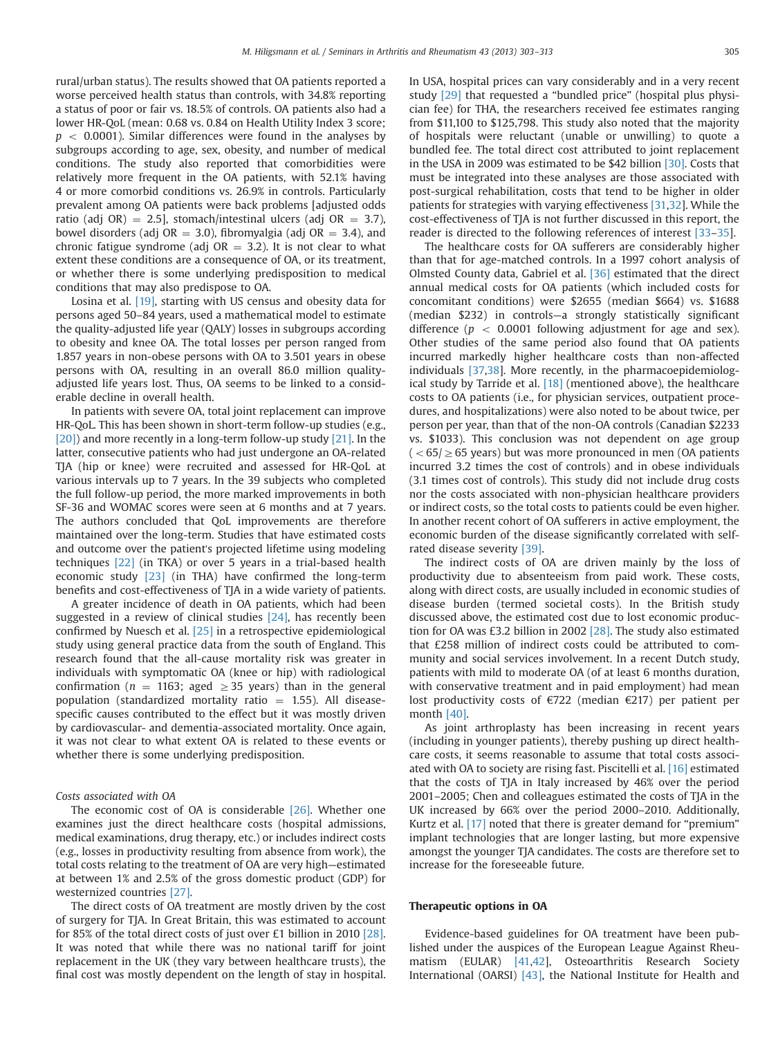rural/urban status). The results showed that OA patients reported a worse perceived health status than controls, with 34.8% reporting a status of poor or fair vs. 18.5% of controls. OA patients also had a lower HR-QoL (mean: 0.68 vs. 0.84 on Health Utility Index 3 score; $p < 0.0001$). Similar differences were found in the analyses by subgroups according to age, sex, obesity, and number of medical conditions. The study also reported that comorbidities were relatively more frequent in the OA patients, with 52.1% having 4 or more comorbid conditions vs. 26.9% in controls. Particularly prevalent among OA patients were back problems [adjusted odds ratio (adj OR) = 2.5], stomach/intestinal ulcers (adj OR = 3.7), bowel disorders (adj OR = 3.0), fibromyalgia (adj OR = 3.4), and chronic fatigue syndrome (adj OR = 3.2). It is not clear to what extent these conditions are a consequence of OA, or its treatment, or whether there is some underlying predisposition to medical conditions that may also predispose to OA.

Losina et al. [19], starting with US census and obesity data for persons aged 50–84 years, used a mathematical model to estimate the quality-adjusted life year (QALY) losses in subgroups according to obesity and knee OA. The total losses per person ranged from 1.857 years in non-obese persons with OA to 3.501 years in obese persons with OA, resulting in an overall 86.0 million quality-adjusted life years lost. Thus, OA seems to be linked to a considerable decline in overall health.

In patients with severe OA, total joint replacement can improve HR-QoL. This has been shown in short-term follow-up studies (e.g., [20]) and more recently in a long-term follow-up study [21]. In the latter, consecutive patients who had just undergone an OA-related TJA (hip or knee) were recruited and assessed for HR-QoL at various intervals up to 7 years. In the 39 subjects who completed the full follow-up period, the more marked improvements in both SF-36 and WOMAC scores were seen at 6 months and at 7 years. The authors concluded that QoL improvements are therefore maintained over the long-term. Studies that have estimated costs and outcome over the patient's projected lifetime using modeling techniques [22] (in TKA) or over 5 years in a trial-based health economic study [23] (in THA) have confirmed the long-term benefits and cost-effectiveness of TJA in a wide variety of patients.

A greater incidence of death in OA patients, which had been suggested in a review of clinical studies [24], has recently been confirmed by Nuesch et al. [25] in a retrospective epidemiological study using general practice data from the south of England. This research found that the all-cause mortality risk was greater in individuals with symptomatic OA (knee or hip) with radiological confirmation ($n = 1163$; aged $\geq 35$ years) than in the general population (standardized mortality ratio = 1.55). All disease-specific causes contributed to the effect but it was mostly driven by cardiovascular- and dementia-associated mortality. Once again, it was not clear to what extent OA is related to these events or whether there is some underlying predisposition.

### Costs associated with OA

The economic cost of OA is considerable [26]. Whether one examines just the direct healthcare costs (hospital admissions, medical examinations, drug therapy, etc.) or includes indirect costs (e.g., losses in productivity resulting from absence from work), the total costs relating to the treatment of OA are very high—estimated at between 1% and 2.5% of the gross domestic product (GDP) for westernized countries [27].

The direct costs of OA treatment are mostly driven by the cost of surgery for TJA. In Great Britain, this was estimated to account for 85% of the total direct costs of just over £1 billion in 2010 [28]. It was noted that while there was no national tariff for joint replacement in the UK (they vary between healthcare trusts), the final cost was mostly dependent on the length of stay in hospital. In USA, hospital prices can vary considerably and in a very recent study [29] that requested a "bundled price" (hospital plus physician fee) for THA, the researchers received fee estimates ranging from $11,100 to $125,798. This study also noted that the majority of hospitals were reluctant (unable or unwilling) to quote a bundled fee. The total direct cost attributed to joint replacement in the USA in 2009 was estimated to be $42 billion [30]. Costs that must be integrated into these analyses are those associated with post-surgical rehabilitation, costs that tend to be higher in older patients for strategies with varying effectiveness [31,32]. While the cost-effectiveness of TJA is not further discussed in this report, the reader is directed to the following references of interest [33–35].

The healthcare costs for OA sufferers are considerably higher than that for age-matched controls. In a 1997 cohort analysis of Olmsted County data, Gabriel et al. [36] estimated that the direct annual medical costs for OA patients (which included costs for concomitant conditions) were $2655 (median $664) vs. $1688 (median $232) in controls—a strongly statistically significant difference ($p < 0.0001$ following adjustment for age and sex). Other studies of the same period also found that OA patients incurred markedly higher healthcare costs than non-affected individuals [37,38]. More recently, in the pharmacoepidemiological study by Tarride et al. [18] (mentioned above), the healthcare costs to OA patients (i.e., for physician services, outpatient procedures, and hospitalizations) were also noted to be about twice, per person per year, than that of the non-OA controls (Canadian $2233 vs. $1033). This conclusion was not dependent on age group ($<65/\geq 65$ years) but was more pronounced in men (OA patients incurred 3.2 times the cost of controls) and in obese individuals (3.1 times cost of controls). This study did not include drug costs nor the costs associated with non-physician healthcare providers or indirect costs, so the total costs to patients could be even higher. In another recent cohort of OA sufferers in active employment, the economic burden of the disease significantly correlated with self-rated disease severity [39].

The indirect costs of OA are driven mainly by the loss of productivity due to absenteeism from paid work. These costs, along with direct costs, are usually included in economic studies of disease burden (termed societal costs). In the British study discussed above, the estimated cost due to lost economic production for OA was £3.2 billion in 2002 [28]. The study also estimated that £258 million of indirect costs could be attributed to community and social services involvement. In a recent Dutch study, patients with mild to moderate OA (of at least 6 months duration, with conservative treatment and in paid employment) had mean lost productivity costs of €722 (median €217) per patient per month [40].

As joint arthroplasty has been increasing in recent years (including in younger patients), thereby pushing up direct healthcare costs, it seems reasonable to assume that total costs associated with OA to society are rising fast. Piscitelli et al. [16] estimated that the costs of TJA in Italy increased by 46% over the period 2001–2005; Chen and colleagues estimated the costs of TJA in the UK increased by 66% over the period 2000–2010. Additionally, Kurtz et al. [17] noted that there is greater demand for "premium" implant technologies that are longer lasting, but more expensive amongst the younger TJA candidates. The costs are therefore set to increase for the foreseeable future.

## Therapeutic options in OA

Evidence-based guidelines for OA treatment have been published under the auspices of the European League Against Rheumatism (EULAR) [41,42], Osteoarthritis Research Society International (OARSI) [43], the National Institute for Health and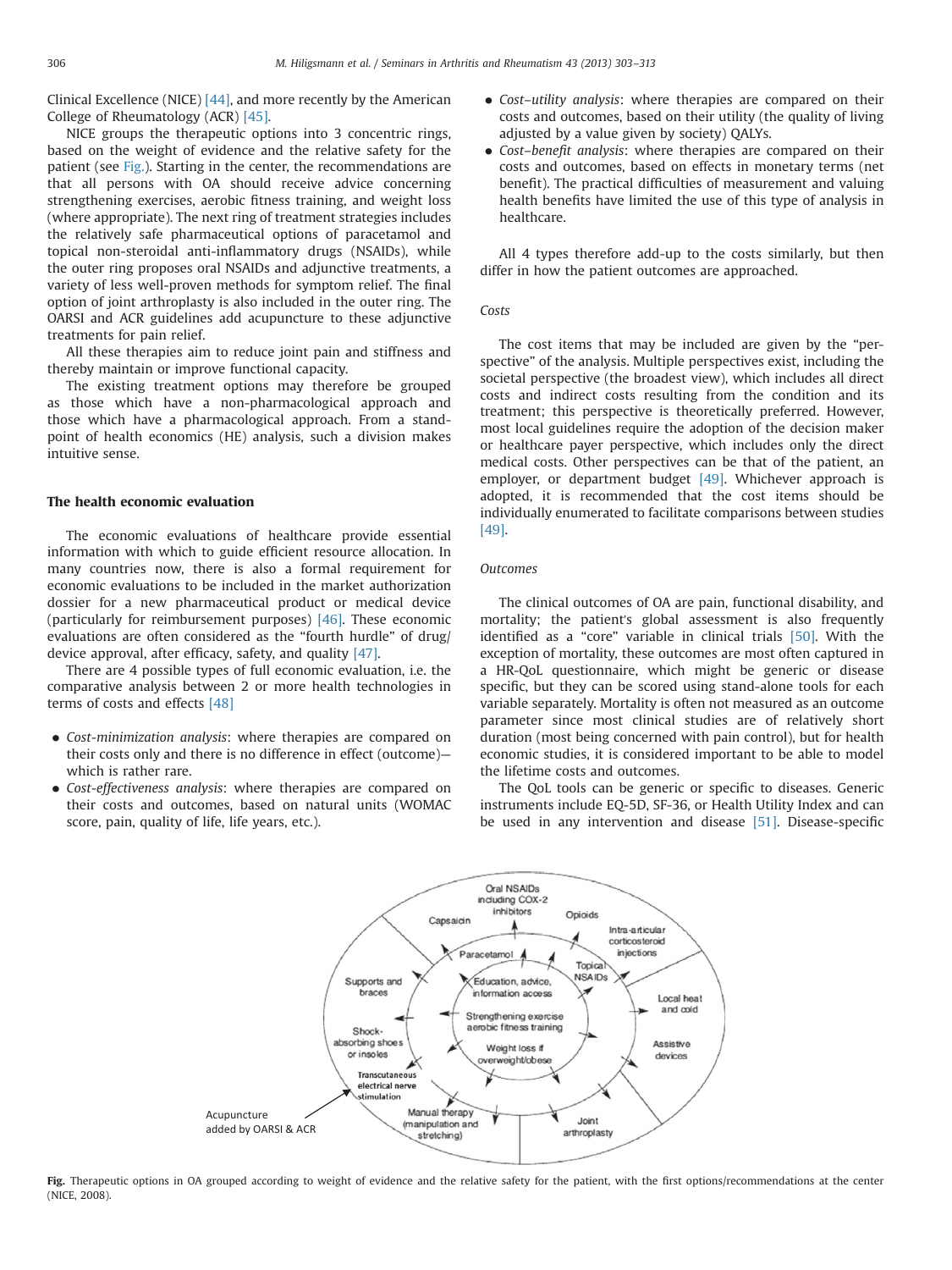Clinical Excellence (NICE) [44], and more recently by the American College of Rheumatology (ACR) [45].

NICE groups the therapeutic options into 3 concentric rings, based on the weight of evidence and the relative safety for the patient (see Fig.). Starting in the center, the recommendations are that all persons with OA should receive advice concerning strengthening exercises, aerobic fitness training, and weight loss (where appropriate). The next ring of treatment strategies includes the relatively safe pharmaceutical options of paracetamol and topical non-steroidal anti-inflammatory drugs (NSAIDs), while the outer ring proposes oral NSAIDs and adjunctive treatments, a variety of less well-proven methods for symptom relief. The final option of joint arthroplasty is also included in the outer ring. The OARSI and ACR guidelines add acupuncture to these adjunctive treatments for pain relief.

All these therapies aim to reduce joint pain and stiffness and thereby maintain or improve functional capacity.

The existing treatment options may therefore be grouped as those which have a non-pharmacological approach and those which have a pharmacological approach. From a standpoint of health economics (HE) analysis, such a division makes intuitive sense.

## The health economic evaluation

The economic evaluations of healthcare provide essential information with which to guide efficient resource allocation. In many countries now, there is also a formal requirement for economic evaluations to be included in the market authorization dossier for a new pharmaceutical product or medical device (particularly for reimbursement purposes) [46]. These economic evaluations are often considered as the "fourth hurdle" of drug/device approval, after efficacy, safety, and quality [47].

There are 4 possible types of full economic evaluation, i.e. the comparative analysis between 2 or more health technologies in terms of costs and effects [48]

- *Cost-minimization analysis*: where therapies are compared on their costs only and there is no difference in effect (outcome)—which is rather rare.
- *Cost-effectiveness analysis*: where therapies are compared on their costs and outcomes, based on natural units (WOMAC score, pain, quality of life, life years, etc.).
- *Cost–utility analysis*: where therapies are compared on their costs and outcomes, based on their utility (the quality of living adjusted by a value given by society) QALYs.
- *Cost–benefit analysis*: where therapies are compared on their costs and outcomes, based on effects in monetary terms (net benefit). The practical difficulties of measurement and valuing health benefits have limited the use of this type of analysis in healthcare.

All 4 types therefore add-up to the costs similarly, but then differ in how the patient outcomes are approached.

### *Costs*

The cost items that may be included are given by the "perspective" of the analysis. Multiple perspectives exist, including the societal perspective (the broadest view), which includes all direct costs and indirect costs resulting from the condition and its treatment; this perspective is theoretically preferred. However, most local guidelines require the adoption of the decision maker or healthcare payer perspective, which includes only the direct medical costs. Other perspectives can be that of the patient, an employer, or department budget [49]. Whichever approach is adopted, it is recommended that the cost items should be individually enumerated to facilitate comparisons between studies [49].

### *Outcomes*

The clinical outcomes of OA are pain, functional disability, and mortality; the patient's global assessment is also frequently identified as a "core" variable in clinical trials [50]. With the exception of mortality, these outcomes are most often captured in a HR-QoL questionnaire, which might be generic or disease specific, but they can be scored using stand-alone tools for each variable separately. Mortality is often not measured as an outcome parameter since most clinical studies are of relatively short duration (most being concerned with pain control), but for health economic studies, it is considered important to be able to model the lifetime costs and outcomes.

The QoL tools can be generic or specific to diseases. Generic instruments include EQ-5D, SF-36, or Health Utility Index and can be used in any intervention and disease [51]. Disease-specific

**Fig.** Therapeutic options in OA grouped according to weight of evidence and the relative safety for the patient, with the first options/recommendations at the center (NICE, 2008).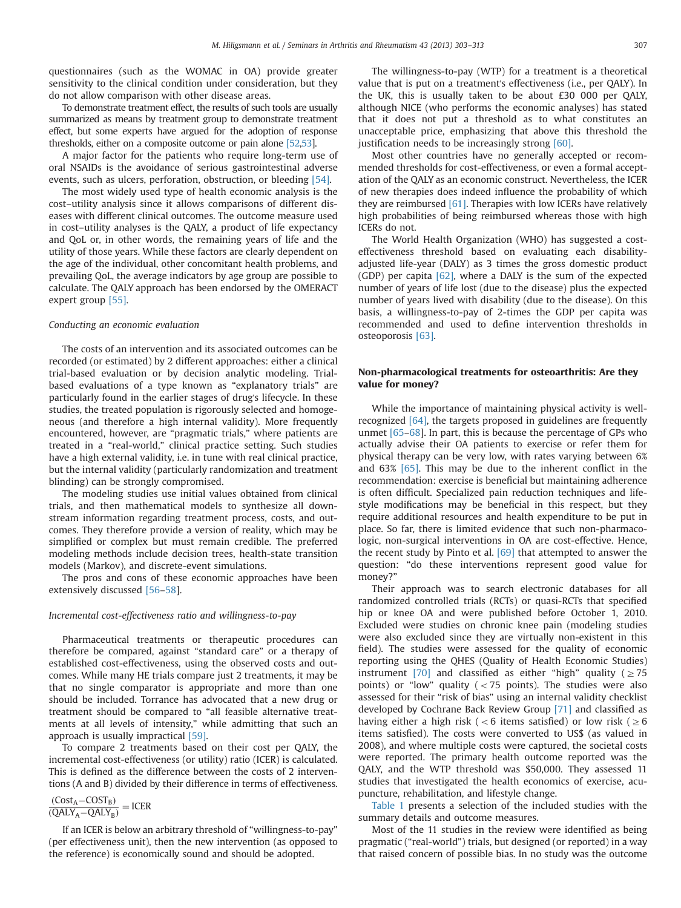questionnaires (such as the WOMAC in OA) provide greater sensitivity to the clinical condition under consideration, but they do not allow comparison with other disease areas.

To demonstrate treatment effect, the results of such tools are usually summarized as means by treatment group to demonstrate treatment effect, but some experts have argued for the adoption of response thresholds, either on a composite outcome or pain alone [52,53].

A major factor for the patients who require long-term use of oral NSAIDs is the avoidance of serious gastrointestinal adverse events, such as ulcers, perforation, obstruction, or bleeding [54].

The most widely used type of health economic analysis is the cost–utility analysis since it allows comparisons of different diseases with different clinical outcomes. The outcome measure used in cost–utility analyses is the QALY, a product of life expectancy and QoL or, in other words, the remaining years of life and the utility of those years. While these factors are clearly dependent on the age of the individual, other concomitant health problems, and prevailing QoL, the average indicators by age group are possible to calculate. The QALY approach has been endorsed by the OMERACT expert group [55].

*Conducting an economic evaluation*

The costs of an intervention and its associated outcomes can be recorded (or estimated) by 2 different approaches: either a clinical trial-based evaluation or by decision analytic modeling. Trial-based evaluations of a type known as "explanatory trials" are particularly found in the earlier stages of drug's lifecycle. In these studies, the treated population is rigorously selected and homogeneous (and therefore a high internal validity). More frequently encountered, however, are "pragmatic trials," where patients are treated in a "real-world," clinical practice setting. Such studies have a high external validity, i.e. in tune with real clinical practice, but the internal validity (particularly randomization and treatment blinding) can be strongly compromised.

The modeling studies use initial values obtained from clinical trials, and then mathematical models to synthesize all downstream information regarding treatment process, costs, and outcomes. They therefore provide a version of reality, which may be simplified or complex but must remain credible. The preferred modeling methods include decision trees, health-state transition models (Markov), and discrete-event simulations.

The pros and cons of these economic approaches have been extensively discussed [56–58].

*Incremental cost-effectiveness ratio and willingness-to-pay*

Pharmaceutical treatments or therapeutic procedures can therefore be compared, against "standard care" or a therapy of established cost-effectiveness, using the observed costs and outcomes. While many HE trials compare just 2 treatments, it may be that no single comparator is appropriate and more than one should be included. Torrance has advocated that a new drug or treatment should be compared to "all feasible alternative treatments at all levels of intensity," while admitting that such an approach is usually impractical [59].

To compare 2 treatments based on their cost per QALY, the incremental cost-effectiveness (or utility) ratio (ICER) is calculated. This is defined as the difference between the costs of 2 interventions (A and B) divided by their difference in terms of effectiveness.

$$\frac{(\mathrm{Cost_A} - \mathrm{COST_B})}{(\mathrm{QALY_A} - \mathrm{QALY_B})} = \mathrm{ICER}$$

If an ICER is below an arbitrary threshold of "willingness-to-pay" (per effectiveness unit), then the new intervention (as opposed to the reference) is economically sound and should be adopted.

The willingness-to-pay (WTP) for a treatment is a theoretical value that is put on a treatment's effectiveness (i.e., per QALY). In the UK, this is usually taken to be about £30 000 per QALY, although NICE (who performs the economic analyses) has stated that it does not put a threshold as to what constitutes an unacceptable price, emphasizing that above this threshold the justification needs to be increasingly strong [60].

Most other countries have no generally accepted or recommended thresholds for cost-effectiveness, or even a formal acceptation of the QALY as an economic construct. Nevertheless, the ICER of new therapies does indeed influence the probability of which they are reimbursed [61]. Therapies with low ICERs have relatively high probabilities of being reimbursed whereas those with high ICERs do not.

The World Health Organization (WHO) has suggested a cost-effectiveness threshold based on evaluating each disability-adjusted life-year (DALY) as 3 times the gross domestic product (GDP) per capita [62], where a DALY is the sum of the expected number of years of life lost (due to the disease) plus the expected number of years lived with disability (due to the disease). On this basis, a willingness-to-pay of 2-times the GDP per capita was recommended and used to define intervention thresholds in osteoporosis [63].

## Non-pharmacological treatments for osteoarthritis: Are they value for money?

While the importance of maintaining physical activity is well-recognized [64], the targets proposed in guidelines are frequently unmet [65–68]. In part, this is because the percentage of GPs who actually advise their OA patients to exercise or refer them for physical therapy can be very low, with rates varying between 6% and 63% [65]. This may be due to the inherent conflict in the recommendation: exercise is beneficial but maintaining adherence is often difficult. Specialized pain reduction techniques and lifestyle modifications may be beneficial in this respect, but they require additional resources and health expenditure to be put in place. So far, there is limited evidence that such non-pharmacologic, non-surgical interventions in OA are cost-effective. Hence, the recent study by Pinto et al. [69] that attempted to answer the question: "do these interventions represent good value for money?"

Their approach was to search electronic databases for all randomized controlled trials (RCTs) or quasi-RCTs that specified hip or knee OA and were published before October 1, 2010. Excluded were studies on chronic knee pain (modeling studies were also excluded since they are virtually non-existent in this field). The studies were assessed for the quality of economic reporting using the QHES (Quality of Health Economic Studies) instrument [70] and classified as either "high" quality ($\geq 75$ points) or "low" quality ($< 75$ points). The studies were also assessed for their "risk of bias" using an internal validity checklist developed by Cochrane Back Review Group [71] and classified as having either a high risk ($< 6$ items satisfied) or low risk ($\geq 6$ items satisfied). The costs were converted to US$ (as valued in 2008), and where multiple costs were captured, the societal costs were reported. The primary health outcome reported was the QALY, and the WTP threshold was $50,000. They assessed 11 studies that investigated the health economics of exercise, acupuncture, rehabilitation, and lifestyle change.

Table 1 presents a selection of the included studies with the summary details and outcome measures.

Most of the 11 studies in the review were identified as being pragmatic ("real-world") trials, but designed (or reported) in a way that raised concern of possible bias. In no study was the outcome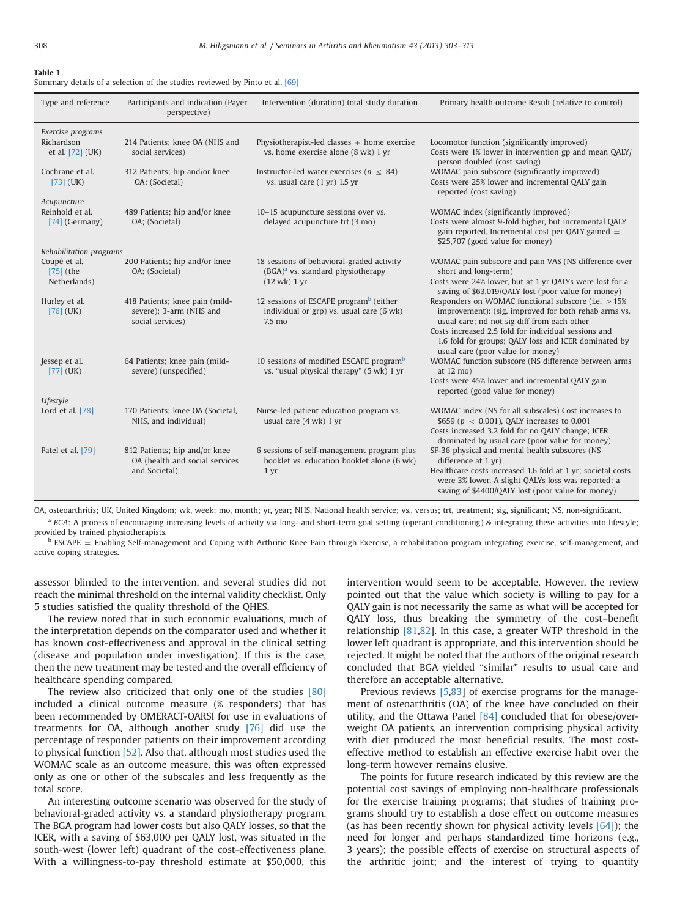**Table 1**
Summary details of a selection of the studies reviewed by Pinto et al. [69]

| Type and reference | Participants and indication (Payer perspective) | Intervention (duration) total study duration | Primary health outcome Result (relative to control) |
|---|---|---|---|
| *Exercise programs* | | | |
| Richardson et al. [72] (UK) | 214 Patients; knee OA (NHS and social services) | Physiotherapist-led classes + home exercise vs. home exercise alone (8 wk) 1 yr | Locomotor function (significantly improved) Costs were 1% lower in intervention gp and mean QALY/person doubled (cost saving) |
| Cochrane et al. [73] (UK) | 312 Patients; hip and/or knee OA; (Societal) | Instructor-led water exercises ($n \leq 84$) vs. usual care (1 yr) 1.5 yr | WOMAC pain subscore (significantly improved) Costs were 25% lower and incremental QALY gain reported (cost saving) |
| *Acupuncture* | | | |
| Reinhold et al. [74] (Germany) | 489 Patients; hip and/or knee OA; (Societal) | 10–15 acupuncture sessions over vs. delayed acupuncture trt (3 mo) | WOMAC index (significantly improved) Costs were almost 9-fold higher, but incremental QALY gain reported. Incremental cost per QALY gained = $25,707 (good value for money) |
| *Rehabilitation programs* | | | |
| Coupé et al. [75] (the Netherlands) | 200 Patients; hip and/or knee OA; (Societal) | 18 sessions of behavioral-graded activity (BGA)[a] vs. standard physiotherapy (12 wk) 1 yr | WOMAC pain subscore and pain VAS (NS difference over short and long-term) Costs were 24% lower, but at 1 yr QALYs were lost for a saving of $63,019/QALY lost (poor value for money) |
| Hurley et al. [76] (UK) | 418 Patients; knee pain (mild-severe); 3-arm (NHS and social services) | 12 sessions of ESCAPE program[b] (either individual or grp) vs. usual care (6 wk) 7.5 mo | Responders on WOMAC functional subscore (i.e. ≥15% improvement): (sig. improved for both rehab arms vs. usual care; nd not sig diff from each other Costs increased 2.5 fold for individual sessions and 1.6 fold for groups; QALY loss and ICER dominated by usual care (poor value for money) |
| Jessep et al. [77] (UK) | 64 Patients; knee pain (mild-severe) (unspecified) | 10 sessions of modified ESCAPE program[b] vs. "usual physical therapy" (5 wk) 1 yr | WOMAC function subscore (NS difference between arms at 12 mo) Costs were 45% lower and incremental QALY gain reported (good value for money) |
| *Lifestyle* | | | |
| Lord et al. [78] | 170 Patients; knee OA (Societal, NHS, and individual) | Nurse-led patient education program vs. usual care (4 wk) 1 yr | WOMAC index (NS for all subscales) Cost increases to $659 ($p < 0.001$), QALY increases to 0.001 Costs increased 3.2 fold for no QALY change; ICER dominated by usual care (poor value for money) |
| Patel et al. [79] | 812 Patients; hip and/or knee OA (health and social services and Societal) | 6 sessions of self-management program plus booklet vs. education booklet alone (6 wk) 1 yr | SF-36 physical and mental health subscores (NS difference at 1 yr) Healthcare costs increased 1.6 fold at 1 yr; societal costs were 3% lower. A slight QALYs loss was reported: a saving of $4400/QALY lost (poor value for money) |

OA, osteoarthritis; UK, United Kingdom; wk, week; mo, month; yr, year; NHS, National health service; vs., versus; trt, treatment; sig, significant; NS, non-significant.

[a] *BGA*: A process of encouraging increasing levels of activity via long- and short-term goal setting (operant conditioning) & integrating these activities into lifestyle; provided by trained physiotherapists.

[b] ESCAPE = Enabling Self-management and Coping with Arthritic Knee Pain through Exercise, a rehabilitation program integrating exercise, self-management, and active coping strategies.

assessor blinded to the intervention, and several studies did not reach the minimal threshold on the internal validity checklist. Only 5 studies satisfied the quality threshold of the QHES.

The review noted that in such economic evaluations, much of the interpretation depends on the comparator used and whether it has known cost-effectiveness and approval in the clinical setting (disease and population under investigation). If this is the case, then the new treatment may be tested and the overall efficiency of healthcare spending compared.

The review also criticized that only one of the studies [80] included a clinical outcome measure (% responders) that has been recommended by OMERACT-OARSI for use in evaluations of treatments for OA, although another study [76] did use the percentage of responder patients on their improvement according to physical function [52]. Also that, although most studies used the WOMAC scale as an outcome measure, this was often expressed only as one or other of the subscales and less frequently as the total score.

An interesting outcome scenario was observed for the study of behavioral-graded activity vs. a standard physiotherapy program. The BGA program had lower costs but also QALY losses, so that the ICER, with a saving of $63,000 per QALY lost, was situated in the south-west (lower left) quadrant of the cost-effectiveness plane. With a willingness-to-pay threshold estimate at $50,000, this intervention would seem to be acceptable. However, the review pointed out that the value which society is willing to pay for a QALY gain is not necessarily the same as what will be accepted for QALY loss, thus breaking the symmetry of the cost–benefit relationship [81,82]. In this case, a greater WTP threshold in the lower left quadrant is appropriate, and this intervention should be rejected. It might be noted that the authors of the original research concluded that BGA yielded "similar" results to usual care and therefore an acceptable alternative.

Previous reviews [5,83] of exercise programs for the management of osteoarthritis (OA) of the knee have concluded on their utility, and the Ottawa Panel [84] concluded that for obese/overweight OA patients, an intervention comprising physical activity with diet produced the most beneficial results. The most cost-effective method to establish an effective exercise habit over the long-term however remains elusive.

The points for future research indicated by this review are the potential cost savings of employing non-healthcare professionals for the exercise training programs; that studies of training programs should try to establish a dose effect on outcome measures (as has been recently shown for physical activity levels [64]); the need for longer and perhaps standardized time horizons (e.g., 3 years); the possible effects of exercise on structural aspects of the arthritic joint; and the interest of trying to quantify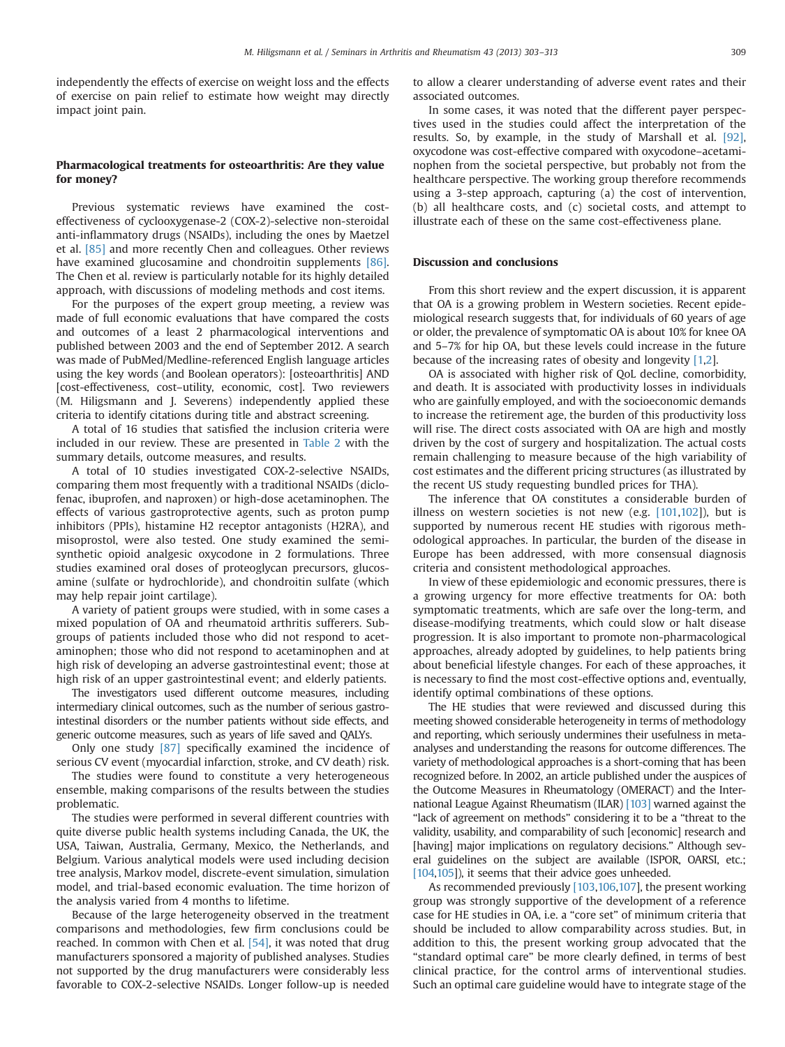independently the effects of exercise on weight loss and the effects of exercise on pain relief to estimate how weight may directly impact joint pain.

## Pharmacological treatments for osteoarthritis: Are they value for money?

Previous systematic reviews have examined the cost-effectiveness of cyclooxygenase-2 (COX-2)-selective non-steroidal anti-inflammatory drugs (NSAIDs), including the ones by Maetzel et al. [85] and more recently Chen and colleagues. Other reviews have examined glucosamine and chondroitin supplements [86]. The Chen et al. review is particularly notable for its highly detailed approach, with discussions of modeling methods and cost items.

For the purposes of the expert group meeting, a review was made of full economic evaluations that have compared the costs and outcomes of a least 2 pharmacological interventions and published between 2003 and the end of September 2012. A search was made of PubMed/Medline-referenced English language articles using the key words (and Boolean operators): [osteoarthritis] AND [cost-effectiveness, cost–utility, economic, cost]. Two reviewers (M. Hiligsmann and J. Severens) independently applied these criteria to identify citations during title and abstract screening.

A total of 16 studies that satisfied the inclusion criteria were included in our review. These are presented in Table 2 with the summary details, outcome measures, and results.

A total of 10 studies investigated COX-2-selective NSAIDs, comparing them most frequently with a traditional NSAIDs (diclofenac, ibuprofen, and naproxen) or high-dose acetaminophen. The effects of various gastroprotective agents, such as proton pump inhibitors (PPIs), histamine H2 receptor antagonists (H2RA), and misoprostol, were also tested. One study examined the semi-synthetic opioid analgesic oxycodone in 2 formulations. Three studies examined oral doses of proteoglycan precursors, glucosamine (sulfate or hydrochloride), and chondroitin sulfate (which may help repair joint cartilage).

A variety of patient groups were studied, with in some cases a mixed population of OA and rheumatoid arthritis sufferers. Subgroups of patients included those who did not respond to acetaminophen; those who did not respond to acetaminophen and at high risk of developing an adverse gastrointestinal event; those at high risk of an upper gastrointestinal event; and elderly patients.

The investigators used different outcome measures, including intermediary clinical outcomes, such as the number of serious gastrointestinal disorders or the number patients without side effects, and generic outcome measures, such as years of life saved and QALYs.

Only one study [87] specifically examined the incidence of serious CV event (myocardial infarction, stroke, and CV death) risk.

The studies were found to constitute a very heterogeneous ensemble, making comparisons of the results between the studies problematic.

The studies were performed in several different countries with quite diverse public health systems including Canada, the UK, the USA, Taiwan, Australia, Germany, Mexico, the Netherlands, and Belgium. Various analytical models were used including decision tree analysis, Markov model, discrete-event simulation, simulation model, and trial-based economic evaluation. The time horizon of the analysis varied from 4 months to lifetime.

Because of the large heterogeneity observed in the treatment comparisons and methodologies, few firm conclusions could be reached. In common with Chen et al. [54], it was noted that drug manufacturers sponsored a majority of published analyses. Studies not supported by the drug manufacturers were considerably less favorable to COX-2-selective NSAIDs. Longer follow-up is needed to allow a clearer understanding of adverse event rates and their associated outcomes.

In some cases, it was noted that the different payer perspectives used in the studies could affect the interpretation of the results. So, by example, in the study of Marshall et al. [92], oxycodone was cost-effective compared with oxycodone–acetaminophen from the societal perspective, but probably not from the healthcare perspective. The working group therefore recommends using a 3-step approach, capturing (a) the cost of intervention, (b) all healthcare costs, and (c) societal costs, and attempt to illustrate each of these on the same cost-effectiveness plane.

## Discussion and conclusions

From this short review and the expert discussion, it is apparent that OA is a growing problem in Western societies. Recent epidemiological research suggests that, for individuals of 60 years of age or older, the prevalence of symptomatic OA is about 10% for knee OA and 5–7% for hip OA, but these levels could increase in the future because of the increasing rates of obesity and longevity [1,2].

OA is associated with higher risk of QoL decline, comorbidity, and death. It is associated with productivity losses in individuals who are gainfully employed, and with the socioeconomic demands to increase the retirement age, the burden of this productivity loss will rise. The direct costs associated with OA are high and mostly driven by the cost of surgery and hospitalization. The actual costs remain challenging to measure because of the high variability of cost estimates and the different pricing structures (as illustrated by the recent US study requesting bundled prices for THA).

The inference that OA constitutes a considerable burden of illness on western societies is not new (e.g. [101,102]), but is supported by numerous recent HE studies with rigorous methodological approaches. In particular, the burden of the disease in Europe has been addressed, with more consensual diagnosis criteria and consistent methodological approaches.

In view of these epidemiologic and economic pressures, there is a growing urgency for more effective treatments for OA: both symptomatic treatments, which are safe over the long-term, and disease-modifying treatments, which could slow or halt disease progression. It is also important to promote non-pharmacological approaches, already adopted by guidelines, to help patients bring about beneficial lifestyle changes. For each of these approaches, it is necessary to find the most cost-effective options and, eventually, identify optimal combinations of these options.

The HE studies that were reviewed and discussed during this meeting showed considerable heterogeneity in terms of methodology and reporting, which seriously undermines their usefulness in meta-analyses and understanding the reasons for outcome differences. The variety of methodological approaches is a short-coming that has been recognized before. In 2002, an article published under the auspices of the Outcome Measures in Rheumatology (OMERACT) and the International League Against Rheumatism (ILAR) [103] warned against the "lack of agreement on methods" considering it to be a "threat to the validity, usability, and comparability of such [economic] research and [having] major implications on regulatory decisions." Although several guidelines on the subject are available (ISPOR, OARSI, etc.; [104,105]), it seems that their advice goes unheeded.

As recommended previously [103,106,107], the present working group was strongly supportive of the development of a reference case for HE studies in OA, i.e. a "core set" of minimum criteria that should be included to allow comparability across studies. But, in addition to this, the present working group advocated that the "standard optimal care" be more clearly defined, in terms of best clinical practice, for the control arms of interventional studies. Such an optimal care guideline would have to integrate stage of the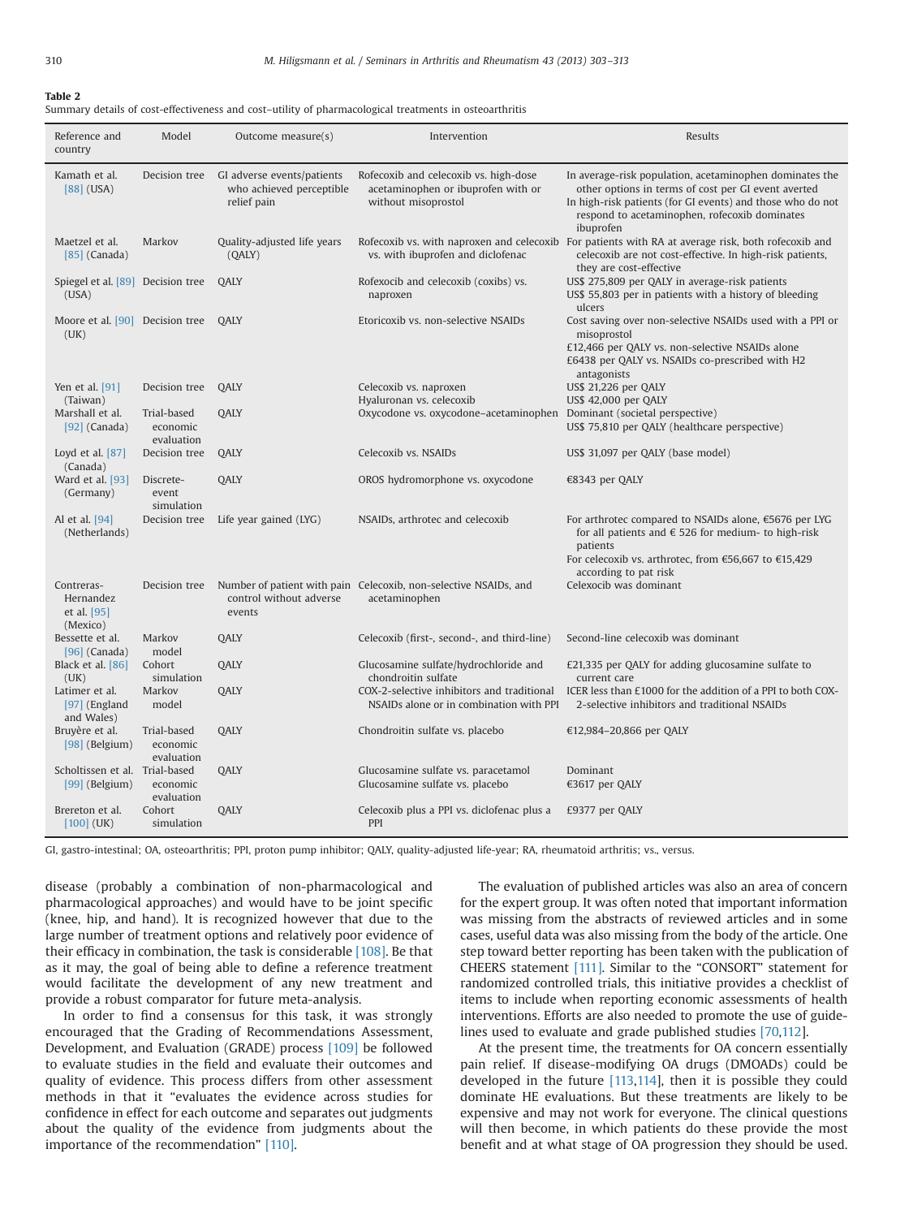**Table 2**
Summary details of cost-effectiveness and cost–utility of pharmacological treatments in osteoarthritis

| Reference and country | Model | Outcome measure(s) | Intervention | Results |
|---|---|---|---|---|
| Kamath et al. [88] (USA) | Decision tree | GI adverse events/patients who achieved perceptible relief pain | Rofecoxib and celecoxib vs. high-dose acetaminophen or ibuprofen with or without misoprostol | In average-risk population, acetaminophen dominates the other options in terms of cost per GI event averted<br>In high-risk patients (for GI events) and those who do not respond to acetaminophen, rofecoxib dominates ibuprofen |
| Maetzel et al. [85] (Canada) | Markov | Quality-adjusted life years (QALY) | Rofecoxib vs. with naproxen and celecoxib vs. with ibuprofen and diclofenac | For patients with RA at average risk, both rofecoxib and celecoxib are not cost-effective. In high-risk patients, they are cost-effective |
| Spiegel et al. [89] (USA) | Decision tree | QALY | Rofexocib and celecoxib (coxibs) vs. naproxen | US$ 275,809 per QALY in average-risk patients<br>US$ 55,803 per in patients with a history of bleeding ulcers |
| Moore et al. [90] (UK) | Decision tree | QALY | Etoricoxib vs. non-selective NSAIDs | Cost saving over non-selective NSAIDs used with a PPI or misoprostol<br>£12,466 per QALY vs. non-selective NSAIDs alone<br>£6438 per QALY vs. NSAIDs co-prescribed with H2 antagonists |
| Yen et al. [91] (Taiwan) | Decision tree | QALY | Celecoxib vs. naproxen<br>Hyaluronan vs. celecoxib | US$ 21,226 per QALY<br>US$ 42,000 per QALY |
| Marshall et al. [92] (Canada) | Trial-based economic evaluation | QALY | Oxycodone vs. oxycodone–acetaminophen | Dominant (societal perspective)<br>US$ 75,810 per QALY (healthcare perspective) |
| Loyd et al. [87] (Canada) | Decision tree | QALY | Celecoxib vs. NSAIDs | US$ 31,097 per QALY (base model) |
| Ward et al. [93] (Germany) | Discrete-event simulation | QALY | OROS hydromorphone vs. oxycodone | €8343 per QALY |
| Al et al. [94] (Netherlands) | Decision tree | Life year gained (LYG) | NSAIDs, arthrotec and celecoxib | For arthrotec compared to NSAIDs alone, €5676 per LYG for all patients and € 526 for medium- to high-risk patients<br>For celecoxib vs. arthrotec, from €56,667 to €15,429 according to pat risk |
| Contreras-Hernandez et al. [95] (Mexico) | Decision tree | Number of patient with pain control without adverse events | Celecoxib, non-selective NSAIDs, and acetaminophen | Celexocib was dominant |
| Bessette et al. [96] (Canada) | Markov model | QALY | Celecoxib (first-, second-, and third-line) | Second-line celecoxib was dominant |
| Black et al. [86] (UK) | Cohort simulation | QALY | Glucosamine sulfate/hydrochloride and chondroitin sulfate | £21,335 per QALY for adding glucosamine sulfate to current care |
| Latimer et al. [97] (England and Wales) | Markov model | QALY | COX-2-selective inhibitors and traditional NSAIDs alone or in combination with PPI | ICER less than £1000 for the addition of a PPI to both COX-2-selective inhibitors and traditional NSAIDs |
| Bruyère et al. [98] (Belgium) | Trial-based economic evaluation | QALY | Chondroitin sulfate vs. placebo | €12,984–20,866 per QALY |
| Scholtissen et al. [99] (Belgium) | Trial-based economic evaluation | QALY | Glucosamine sulfate vs. paracetamol<br>Glucosamine sulfate vs. placebo | Dominant<br>€3617 per QALY |
| Brereton et al. [100] (UK) | Cohort simulation | QALY | Celecoxib plus a PPI vs. diclofenac plus a PPI | £9377 per QALY |

GI, gastro-intestinal; OA, osteoarthritis; PPI, proton pump inhibitor; QALY, quality-adjusted life-year; RA, rheumatoid arthritis; vs., versus.

disease (probably a combination of non-pharmacological and pharmacological approaches) and would have to be joint specific (knee, hip, and hand). It is recognized however that due to the large number of treatment options and relatively poor evidence of their efficacy in combination, the task is considerable [108]. Be that as it may, the goal of being able to define a reference treatment would facilitate the development of any new treatment and provide a robust comparator for future meta-analysis.

In order to find a consensus for this task, it was strongly encouraged that the Grading of Recommendations Assessment, Development, and Evaluation (GRADE) process [109] be followed to evaluate studies in the field and evaluate their outcomes and quality of evidence. This process differs from other assessment methods in that it "evaluates the evidence across studies for confidence in effect for each outcome and separates out judgments about the quality of the evidence from judgments about the importance of the recommendation" [110].

The evaluation of published articles was also an area of concern for the expert group. It was often noted that important information was missing from the abstracts of reviewed articles and in some cases, useful data was also missing from the body of the article. One step toward better reporting has been taken with the publication of CHEERS statement [111]. Similar to the "CONSORT" statement for randomized controlled trials, this initiative provides a checklist of items to include when reporting economic assessments of health interventions. Efforts are also needed to promote the use of guidelines used to evaluate and grade published studies [70,112].

At the present time, the treatments for OA concern essentially pain relief. If disease-modifying OA drugs (DMOADs) could be developed in the future [113,114], then it is possible they could dominate HE evaluations. But these treatments are likely to be expensive and may not work for everyone. The clinical questions will then become, in which patients do these provide the most benefit and at what stage of OA progression they should be used.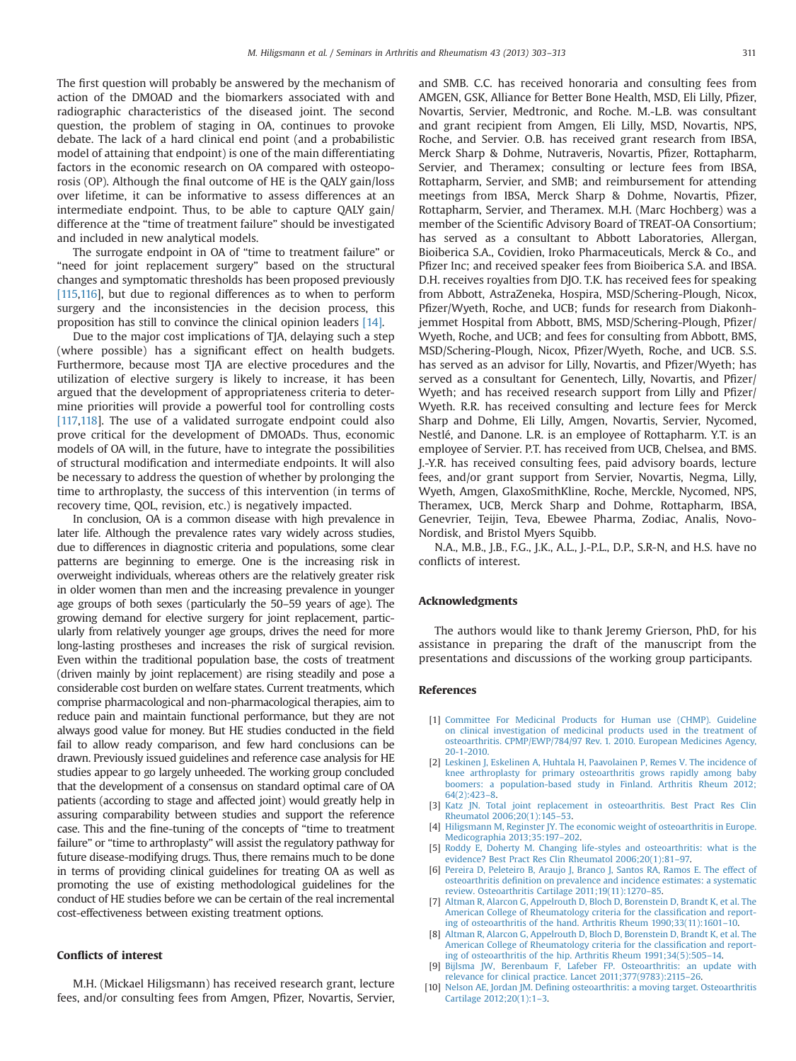The first question will probably be answered by the mechanism of action of the DMOAD and the biomarkers associated with and radiographic characteristics of the diseased joint. The second question, the problem of staging in OA, continues to provoke debate. The lack of a hard clinical end point (and a probabilistic model of attaining that endpoint) is one of the main differentiating factors in the economic research on OA compared with osteoporosis (OP). Although the final outcome of HE is the QALY gain/loss over lifetime, it can be informative to assess differences at an intermediate endpoint. Thus, to be able to capture QALY gain/difference at the "time of treatment failure" should be investigated and included in new analytical models.

The surrogate endpoint in OA of "time to treatment failure" or "need for joint replacement surgery" based on the structural changes and symptomatic thresholds has been proposed previously [115,116], but due to regional differences as to when to perform surgery and the inconsistencies in the decision process, this proposition has still to convince the clinical opinion leaders [14].

Due to the major cost implications of TJA, delaying such a step (where possible) has a significant effect on health budgets. Furthermore, because most TJA are elective procedures and the utilization of elective surgery is likely to increase, it has been argued that the development of appropriateness criteria to determine priorities will provide a powerful tool for controlling costs [117,118]. The use of a validated surrogate endpoint could also prove critical for the development of DMOADs. Thus, economic models of OA will, in the future, have to integrate the possibilities of structural modification and intermediate endpoints. It will also be necessary to address the question of whether by prolonging the time to arthroplasty, the success of this intervention (in terms of recovery time, QOL, revision, etc.) is negatively impacted.

In conclusion, OA is a common disease with high prevalence in later life. Although the prevalence rates vary widely across studies, due to differences in diagnostic criteria and populations, some clear patterns are beginning to emerge. One is the increasing risk in overweight individuals, whereas others are the relatively greater risk in older women than men and the increasing prevalence in younger age groups of both sexes (particularly the 50–59 years of age). The growing demand for elective surgery for joint replacement, particularly from relatively younger age groups, drives the need for more long-lasting prostheses and increases the risk of surgical revision. Even within the traditional population base, the costs of treatment (driven mainly by joint replacement) are rising steadily and pose a considerable cost burden on welfare states. Current treatments, which comprise pharmacological and non-pharmacological therapies, aim to reduce pain and maintain functional performance, but they are not always good value for money. But HE studies conducted in the field fail to allow ready comparison, and few hard conclusions can be drawn. Previously issued guidelines and reference case analysis for HE studies appear to go largely unheeded. The working group concluded that the development of a consensus on standard optimal care of OA patients (according to stage and affected joint) would greatly help in assuring comparability between studies and support the reference case. This and the fine-tuning of the concepts of "time to treatment failure" or "time to arthroplasty" will assist the regulatory pathway for future disease-modifying drugs. Thus, there remains much to be done in terms of providing clinical guidelines for treating OA as well as promoting the use of existing methodological guidelines for the conduct of HE studies before we can be certain of the real incremental cost-effectiveness between existing treatment options.

## Conflicts of interest

M.H. (Mickael Hiligsmann) has received research grant, lecture fees, and/or consulting fees from Amgen, Pfizer, Novartis, Servier, and SMB. C.C. has received honoraria and consulting fees from AMGEN, GSK, Alliance for Better Bone Health, MSD, Eli Lilly, Pfizer, Novartis, Servier, Medtronic, and Roche. M.-L.B. was consultant and grant recipient from Amgen, Eli Lilly, MSD, Novartis, NPS, Roche, and Servier. O.B. has received grant research from IBSA, Merck Sharp & Dohme, Nutraveris, Novartis, Pfizer, Rottapharm, Servier, and Theramex; consulting or lecture fees from IBSA, Rottapharm, Servier, and SMB; and reimbursement for attending meetings from IBSA, Merck Sharp & Dohme, Novartis, Pfizer, Rottapharm, Servier, and Theramex. M.H. (Marc Hochberg) was a member of the Scientific Advisory Board of TREAT-OA Consortium; has served as a consultant to Abbott Laboratories, Allergan, Bioiberica S.A., Covidien, Iroko Pharmaceuticals, Merck & Co., and Pfizer Inc; and received speaker fees from Bioiberica S.A. and IBSA. D.H. receives royalties from DJO. T.K. has received fees for speaking from Abbott, AstraZeneka, Hospira, MSD/Schering-Plough, Nicox, Pfizer/Wyeth, Roche, and UCB; funds for research from Diakonhjemmet Hospital from Abbott, BMS, MSD/Schering-Plough, Pfizer/Wyeth, Roche, and UCB; and fees for consulting from Abbott, BMS, MSD/Schering-Plough, Nicox, Pfizer/Wyeth, Roche, and UCB. S.S. has served as an advisor for Lilly, Novartis, and Pfizer/Wyeth; has served as a consultant for Genentech, Lilly, Novartis, and Pfizer/Wyeth; and has received research support from Lilly and Pfizer/Wyeth. R.R. has received consulting and lecture fees for Merck Sharp and Dohme, Eli Lilly, Amgen, Novartis, Servier, Nycomed, Nestlé, and Danone. L.R. is an employee of Rottapharm. Y.T. is an employee of Servier. P.T. has received from UCB, Chelsea, and BMS. J.-Y.R. has received consulting fees, paid advisory boards, lecture fees, and/or grant support from Servier, Novartis, Negma, Lilly, Wyeth, Amgen, GlaxoSmithKline, Roche, Merckle, Nycomed, NPS, Theramex, UCB, Merck Sharp and Dohme, Rottapharm, IBSA, Genevrier, Teijin, Teva, Ebewee Pharma, Zodiac, Analis, Novo-Nordisk, and Bristol Myers Squibb.

N.A., M.B., J.B., F.G., J.K., A.L., J.-P.L., D.P., S.R-N, and H.S. have no conflicts of interest.

## Acknowledgments

The authors would like to thank Jeremy Grierson, PhD, for his assistance in preparing the draft of the manuscript from the presentations and discussions of the working group participants.

## References

[1] Committee For Medicinal Products for Human use (CHMP). Guideline on clinical investigation of medicinal products used in the treatment of osteoarthritis. CPMP/EWP/784/97 Rev. 1. 2010. European Medicines Agency, 20-1-2010.

[2] Leskinen J, Eskelinen A, Huhtala H, Paavolainen P, Remes V. The incidence of knee arthroplasty for primary osteoarthritis grows rapidly among baby boomers: a population-based study in Finland. Arthritis Rheum 2012;64(2):423–8.

[3] Katz JN. Total joint replacement in osteoarthritis. Best Pract Res Clin Rheumatol 2006;20(1):145–53.

[4] Hiligsmann M, Reginster JY. The economic weight of osteoarthritis in Europe. Medicographia 2013;35:197–202.

[5] Roddy E, Doherty M. Changing life-styles and osteoarthritis: what is the evidence? Best Pract Res Clin Rheumatol 2006;20(1):81–97.

[6] Pereira D, Peleteiro B, Araujo J, Branco J, Santos RA, Ramos E. The effect of osteoarthritis definition on prevalence and incidence estimates: a systematic review. Osteoarthritis Cartilage 2011;19(11):1270–85.

[7] Altman R, Alarcon G, Appelrouth D, Bloch D, Borenstein D, Brandt K, et al. The American College of Rheumatology criteria for the classification and reporting of osteoarthritis of the hand. Arthritis Rheum 1990;33(11):1601–10.

[8] Altman R, Alarcon G, Appelrouth D, Bloch D, Borenstein D, Brandt K, et al. The American College of Rheumatology criteria for the classification and reporting of osteoarthritis of the hip. Arthritis Rheum 1991;34(5):505–14.

[9] Bijlsma JW, Berenbaum F, Lafeber FP. Osteoarthritis: an update with relevance for clinical practice. Lancet 2011;377(9783):2115–26.

[10] Nelson AE, Jordan JM. Defining osteoarthritis: a moving target. Osteoarthritis Cartilage 2012;20(1):1–3.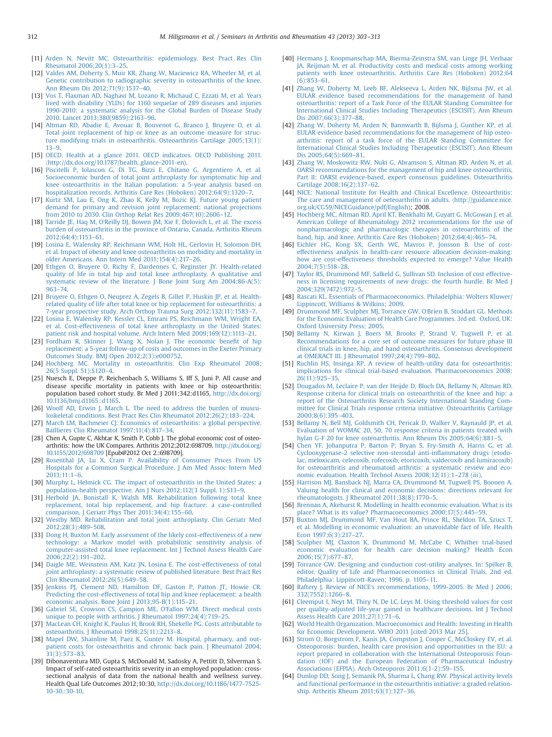[11] Arden N, Nevitt MC. Osteoarthritis: epidemiology. Best Pract Res Clin Rheumatol 2006;20(1):3–25.

[12] Valdes AM, Doherty S, Muir KR, Zhang W, Maciewicz RA, Wheeler M, et al. Genetic contribution to radiographic severity in osteoarthritis of the knee. Ann Rheum Dis 2012;71(9):1537–40.

[13] Vos T, Flaxman AD, Naghavi M, Lozano R, Michaud C, Ezzati M, et al. Years lived with disability (YLDs) for 1160 sequelae of 289 diseases and injuries 1990-2010: a systematic analysis for the Global Burden of Disease Study 2010. Lancet 2013;380(9859):2163–96.

[14] Altman RD, Abadie E, Avouac B, Bouvenot G, Branco J, Bruyere O, et al. Total joint replacement of hip or knee as an outcome measure for structure modifying trials in osteoarthritis. Osteoarthritis Cartilage 2005;13(1): 13–9.

[15] OECD. Health at a glance 2011. OECD indicators. OECD Publishing 2011. ⟨http://dx.doi.org/10.1787/health_glance-2011-en⟩.

[16] Piscitelli P, Iolascon G, Di TG, Bizzi E, Chitano G, Argentiero A, et al. Socioeconomic burden of total joint arthroplasty for symptomatic hip and knee osteoarthritis in the Italian population: a 5-year analysis based on hospitalization records. Arthritis Care Res (Hoboken) 2012;64(9):1320–7.

[17] Kurtz SM, Lau E, Ong K, Zhao K, Kelly M, Bozic KJ. Future young patient demand for primary and revision joint replacement: national projections from 2010 to 2030. Clin Orthop Relat Res 2009;467(10):2606–12.

[18] Tarride JE, Haq M, O'Reilly DJ, Bowen JM, Xie F, Dolovich L, et al. The excess burden of osteoarthritis in the province of Ontario, Canada. Arthritis Rheum 2012;64(4):1153–61.

[19] Losina E, Walensky RP, Reichmann WM, Holt HL, Gerlovin H, Solomon DH, et al. Impact of obesity and knee osteoarthritis on morbidity and mortality in older Americans. Ann Intern Med 2011;154(4):217–26.

[20] Ethgen O, Bruyere O, Richy F, Dardennes C, Reginster JY. Health-related quality of life in total hip and total knee arthroplasty. A qualitative and systematic review of the literature. J Bone Joint Surg Am 2004;86-A(5): 963–74.

[21] Bruyere O, Ethgen O, Neuprez A, Zegels B, Gillet P, Huskin JP, et al. Health-related quality of life after total knee or hip replacement for osteoarthritis: a 7-year prospective study. Arch Orthop Trauma Surg 2012;132(11):1583–7.

[22] Losina E, Walensky RP, Kessler CL, Emrani PS, Reichmann WM, Wright EA, et al. Cost-effectiveness of total knee arthroplasty in the United States: patient risk and hospital volume. Arch Intern Med 2009;169(12):1113–21.

[23] Fordham R, Skinner J, Wang X, Nolan J. The economic benefit of hip replacement: a 5-year follow-up of costs and outcomes in the Exeter Primary Outcomes Study. BMJ Open 2012;2(3):e000752.

[24] Hochberg MC. Mortality in osteoarthritis. Clin Exp Rheumatol 2008; 26(5 Suppl. 51):S120–4.

[25] Nuesch E, Dieppe P, Reichenbach S, Williams S, Iff S, Juni P. All cause and disease specific mortality in patients with knee or hip osteoarthritis: population based cohort study. Br Med J 2011;342:d1165, http://dx.doi.org/10.1136/bmj.d1165.:d1165.

[26] Woolf AD, Erwin J, March L. The need to address the burden of musculoskeletal conditions. Best Pract Res Clin Rheumatol 2012;26(2):183–224.

[27] March LM, Bachmeier CJ. Economics of osteoarthritis: a global perspective. Baillieres Clin Rheumatol 1997;11(4):817–34.

[28] Chen A, Gupte C, Akhtar K, Smith P, Cobb J. The global economic cost of osteoarthritis: how the UK Compares. Arthritis 2012;2012:698709, http://dx.doi.org/10.1155/2012/698709 [Epub@2012 Oct 2.:698709].

[29] Rosenthal JA, Lu X, Cram P. Availability of Consumer Prices From US Hospitals for a Common Surgical Procedure. J Am Med Assoc Intern Med 2013;11:1–6.

[30] Murphy L, Helmick CG. The impact of osteoarthritis in the United States: a population-health perspective. Am J Nurs 2012;112(3 Suppl. 1):S13–9.

[31] Herbold JA, Bonistall K, Walsh MB. Rehabilitation following total knee replacement, total hip replacement, and hip fracture: a case-controlled comparison. J Geriatr Phys Ther 2011;34(4):155–60.

[32] Westby MD. Rehabilitation and total joint arthroplasty. Clin Geriatr Med 2012;28(3):489–508.

[33] Dong H, Buxton M. Early assessment of the likely cost-effectiveness of a new technology: a Markov model with probabilistic sensitivity analysis of computer-assisted total knee replacement. Int J Technol Assess Health Care 2006;22(2):191–202.

[34] Daigle ME, Weinstein AM, Katz JN, Losina E. The cost-effectiveness of total joint arthroplasty: a systematic review of published literature. Best Pract Res Clin Rheumatol 2012;26(5):649–58.

[35] Jenkins PJ, Clement ND, Hamilton DF, Gaston P, Patton JT, Howie CR. Predicting the cost-effectiveness of total hip and knee replacement: a health economic analysis. Bone Joint J 2013;95-B(1):115–21.

[36] Gabriel SE, Crowson CS, Campion ME, O'Fallon WM. Direct medical costs unique to people with arthritis. J Rheumatol 1997;24(4):719–25.

[37] MacLean CH, Knight K, Paulus H, Brook RH, Shekelle PG. Costs attributable to osteoarthritis. J Rheumatol 1998;25(11):2213–8.

[38] Mapel DW, Shainline M, Paez K, Gunter M. Hospital, pharmacy, and outpatient costs for osteoarthritis and chronic back pain. J Rheumatol 2004; 31(3):573–83.

[39] Dibonaventura MD, Gupta S, McDonald M, Sadosky A, Pettitt D, Silverman S. Impact of self-rated osteoarthritis severity in an employed population: cross-sectional analysis of data from the national health and wellness survey. Health Qual Life Outcomes 2012;10:30, http://dx.doi.org/10.1186/1477-7525-10-30.:30-10.

[40] Hermans J, Koopmanschap MA, Bierma-Zeinstra SM, van Linge JH, Verhaar JA, Reijman M, et al. Productivity costs and medical costs among working patients with knee osteoarthritis. Arthritis Care Res (Hoboken) 2012;64 (6):853–61.

[41] Zhang W, Doherty M, Leeb BF, Alekseeva L, Arden NK, Bijlsma JW, et al. EULAR evidence based recommendations for the management of hand osteoarthritis: report of a Task Force of the EULAR Standing Committee for International Clinical Studies Including Therapeutics (ESCISIT). Ann Rheum Dis 2007;66(3):377–88.

[42] Zhang W, Doherty M, Arden N, Bannwarth B, Bijlsma J, Gunther KP, et al. EULAR evidence based recommendations for the management of hip osteoarthritis: report of a task force of the EULAR Standing Committee for International Clinical Studies Including Therapeutics (ESCISIT). Ann Rheum Dis 2005;64(5):669–81.

[43] Zhang W, Moskowitz RW, Nuki G, Abramson S, Altman RD, Arden N, et al. OARSI recommendations for the management of hip and knee osteoarthritis, Part II: OARSI evidence-based, expert consensus guidelines. Osteoarthritis Cartilage 2008;16(2):137–62.

[44] NICE: National Institute for Health and Clinical Excellence. Osteoarthritis: The care and management of oeteoarthritis in adults. ⟨http://guidance.nice.org.uk/CG59/NICEGuidance/pdf/English⟩; 2008.

[45] Hochberg MC, Altman RD, April KT, Benkhalti M, Guyatt G, McGowan J, et al. American College of Rheumatology 2012 recommendations for the use of nonpharmacologic and pharmacologic therapies in osteoarthritis of the hand, hip, and knee. Arthritis Care Res (Hoboken) 2012;64(4):465–74.

[46] Eichler HG, Kong SX, Gerth WC, Mavros P, Jonsson B. Use of cost-effectiveness analysis in health-care resource allocation decision-making: how are cost-effectiveness thresholds expected to emerge? Value Health 2004;7(5):518–28.

[47] Taylor RS, Drummond MF, Salkeld G, Sullivan SD. Inclusion of cost effectiveness in licensing requirements of new drugs: the fourth hurdle. Br Med J 2004;329(7472):972–5.

[48] Rascati KL. Essentials of Pharmacoeconomics. Philadelphia: Wolters Kluwer/ Lippincott, Williams & Wilkins; 2009.

[49] Drummond MF, Sculpher MJ, Torrance GW, O'Brien B, Stoddart GL. Methods for the Economic Evaluation of Health Care Programmes. 3rd ed. Oxford, UK: Oxford University Press; 2005.

[50] Bellamy N, Kirwan J, Boers M, Brooks P, Strand V, Tugwell P, et al. Recommendations for a core set of outcome measures for future phase III clinical trials in knee, hip, and hand osteoarthritis. Consensus development at OMERACT III. J Rheumatol 1997;24(4):799–802.

[51] Ruchlin HS, Insinga RP. A review of health-utility data for osteoarthritis: implications for clinical trial-based evaluation. Pharmacoeconomics 2008; 26(11):925–35.

[52] Dougados M, Leclaire P, van der Heijde D, Bloch DA, Bellamy N, Altman RD. Response criteria for clinical trials on osteoarthritis of the knee and hip: a report of the Osteoarthritis Research Society International Standing Committee for Clinical Trials response criteria initiative. Osteoarthritis Cartilage 2000;8(6):395–403.

[53] Bellamy N, Bell MJ, Goldsmith CH, Pericak D, Walker V, Raynauld JP, et al. Evaluation of WOMAC 20, 50, 70 response criteria in patients treated with hylan G-F 20 for knee osteoarthritis. Ann Rheum Dis 2005;64(6):881–5.

[54] Chen YF, Jobanputra P, Barton P, Bryan S, Fry-Smith A, Harris G, et al. Cyclooxygenase-2 selective non-steroidal anti-inflammatory drugs (etodolac, meloxicam, celecoxib, rofecoxib, etoricoxib, valdecoxib and lumiracoxib) for osteoarthritis and rheumatoid arthritis: a systematic review and economic evaluation. Health Technol Assess 2008;12(11):1–278 (iii).

[55] Harrison MJ, Bansback NJ, Marra CA, Drummond M, Tugwell PS, Boonen A. Valuing health for clinical and economic decisions: directions relevant for rheumatologists. J Rheumatol 2011;38(8):1770–5.

[56] Brennan A, Akehurst R. Modelling in health economic evaluation. What is its place? What is its value? Pharmacoeconomics 2000;17(5):445–59.

[57] Buxton MJ, Drummond MF, Van Hout BA, Prince RL, Sheldon TA, Szucs T, et al. Modelling in economic evaluation: an unavoidable fact of life. Health Econ 1997;6(3):217–27.

[58] Sculpher MJ, Claxton K, Drummond M, McCabe C. Whither trial-based economic evaluation for health care decision making? Health Econ 2006;15(7):677–87.

[59] Torrance GW. Designing and conduction cost-utility analyses. In: Spilker B, editor. Quality of Life and Pharmacoeconomics in Clinical Trials. 2nd ed. Philadelphia: Lippincott-Raven; 1996. p. 1105–11.

[60] Raftery J. Review of NICE's recommendations, 1999-2005. Br Med J 2006; 332(7552):1266–8.

[61] Cleemput I, Neyt M, Thiry N, De LC, Leys M. Using threshold values for cost per quality-adjusted life-year gained in healthcare decisions. Int J Technol Assess Health Care 2011;27(1):71–6.

[62] World Health Organization. Macroeconomics and Health: Investing in Health for Economic Development. WHO 2011 [cited 2013 Mar 25].

[63] Strom O, Borgstrom F, Kanis JA, Compston J, Cooper C, McCloskey EV, et al. Osteoporosis: burden, health care provision and opportunities in the EU: a report prepared in collaboration with the International Osteoporosis Foundation (IOF) and the European Federation of Pharmaceutical Industry Associations (EFPIA). Arch Osteoporos 2011;6(1-2):59–155.

[64] Dunlop DD, Song J, Semanik PA, Sharma L, Chang RW. Physical activity levels and functional performance in the osteoarthritis initiative: a graded relationship. Arthritis Rheum 2011;63(1):127–36.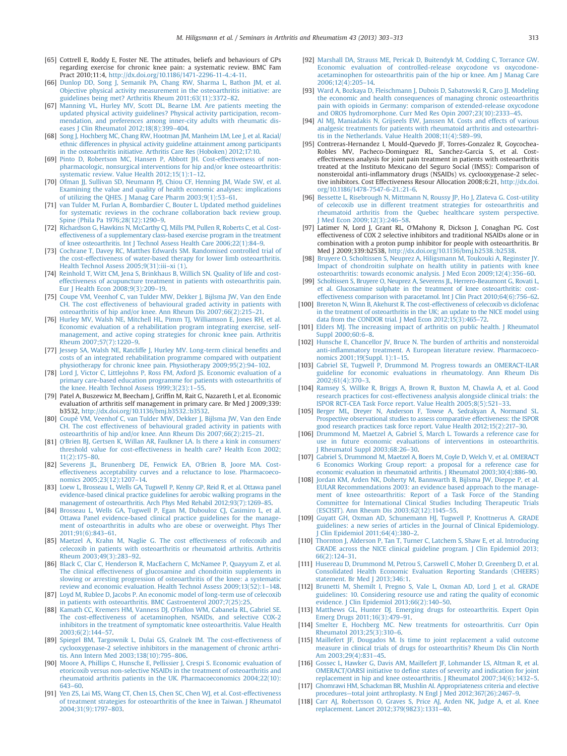[65] Cottrell E, Roddy E, Foster NE. The attitudes, beliefs and behaviours of GPs regarding exercise for chronic knee pain: a systematic review. BMC Fam Pract 2010;11:4, http://dx.doi.org/10.1186/1471-2296-11-4.:4-11.

[66] Dunlop DD, Song J, Semanik PA, Chang RW, Sharma L, Bathon JM, et al. Objective physical activity measurement in the osteoarthritis initiative: are guidelines being met? Arthritis Rheum 2011;63(11):3372–82.

[67] Manning VL, Hurley MV, Scott DL, Bearne LM. Are patients meeting the updated physical activity guidelines? Physical activity participation, recommendation, and preferences among inner-city adults with rheumatic diseases J Clin Rheumatol 2012;18(8):399–404.

[68] Song J, Hochberg MC, Chang RW, Hootman JM, Manheim LM, Lee J, et al. Racial/ethnic differences in physical activity guideline attainment among participants in the osteoarthritis initiative. Arthritis Care Res (Hoboken) 2012;17:10.

[69] Pinto D, Robertson MC, Hansen P, Abbott JH. Cost-effectiveness of non-pharmacologic, nonsurgical interventions for hip and/or knee osteoarthritis: systematic review. Value Health 2012;15(1):1–12.

[70] Ofman JJ, Sullivan SD, Neumann PJ, Chiou CF, Henning JM, Wade SW, et al. Examining the value and quality of health economic analyses: implications of utilizing the QHES. J Manag Care Pharm 2003;9(1):53–61.

[71] van Tulder M, Furlan A, Bombardier C, Bouter L. Updated method guidelines for systematic reviews in the cochrane collaboration back review group. Spine (Phila Pa 1976;28(12):1290–9.

[72] Richardson G, Hawkins N, McCarthy CJ, Mills PM, Pullen R, Roberts C, et al. Cost-effectiveness of a supplementary class-based exercise program in the treatment of knee osteoarthritis. Int J Technol Assess Health Care 2006;22(1):84–9.

[73] Cochrane T, Davey RC, Matthes Edwards SM. Randomised controlled trial of the cost-effectiveness of water-based therapy for lower limb osteoarthritis. Health Technol Assess 2005;9(31):iii–xi (1).

[74] Reinhold T, Witt CM, Jena S, Brinkhaus B, Willich SN. Quality of life and cost-effectiveness of acupuncture treatment in patients with osteoarthritis pain. Eur J Health Econ 2008;9(3):209–19.

[75] Coupe VM, Veenhof C, van Tulder MW, Dekker J, Bijlsma JW, Van den Ende CH. The cost effectiveness of behavioural graded activity in patients with osteoarthritis of hip and/or knee. Ann Rheum Dis 2007;66(2):215–21.

[76] Hurley MV, Walsh NE, Mitchell HL, Pimm TJ, Williamson E, Jones RH, et al. Economic evaluation of a rehabilitation program integrating exercise, self-management, and active coping strategies for chronic knee pain. Arthritis Rheum 2007;57(7):1220–9.

[77] Jessep SA, Walsh NE, Ratcliffe J, Hurley MV. Long-term clinical benefits and costs of an integrated rehabilitation programme compared with outpatient physiotherapy for chronic knee pain. Physiotherapy 2009;95(2):94–102.

[78] Lord J, Victor C, Littlejohns P, Ross FM, Axford JS. Economic evaluation of a primary care-based education programme for patients with osteoarthritis of the knee. Health Technol Assess 1999;3(23):1–55.

[79] Patel A, Buszewicz M, Beecham J, Griffin M, Rait G, Nazareth I, et al. Economic evaluation of arthritis self management in primary care. Br Med J 2009;339: b3532, http://dx.doi.org/10.1136/bmj.b3532.:b3532.

[80] Coupé VM, Veenhof C, van Tulder MW, Dekker J, Bijlsma JW, Van den Ende CH. The cost effectiveness of behavioural graded activity in patients with osteoarthritis of hip and/or knee. Ann Rheum Dis 2007;66(2):215–21.

[81] O'Brien BJ, Gertsen K, Willan AR, Faulkner LA. Is there a kink in consumers' threshold value for cost-effectiveness in health care? Health Econ 2002; 11(2):175–80.

[82] Severens JL, Brunenberg DE, Fenwick EA, O'Brien B, Joore MA. Cost-effectiveness acceptability curves and a reluctance to lose. Pharmacoeconomics 2005;23(12):1207–14.

[83] Loew L, Brosseau L, Wells GA, Tugwell P, Kenny GP, Reid R, et al. Ottawa panel evidence-based clinical practice guidelines for aerobic walking programs in the management of osteoarthritis. Arch Phys Med Rehabil 2012;93(7):1269–85.

[84] Brosseau L, Wells GA, Tugwell P, Egan M, Dubouloz CJ, Casimiro L, et al. Ottawa Panel evidence-based clinical practice guidelines for the management of osteoarthritis in adults who are obese or overweight. Phys Ther 2011;91(6):843–61.

[85] Maetzel A, Krahn M, Naglie G. The cost effectiveness of rofecoxib and celecoxib in patients with osteoarthritis or rheumatoid arthritis. Arthritis Rheum 2003;49(3):283–92.

[86] Black C, Clar C, Henderson R, MacEachern C, McNamee P, Quayyum Z, et al. The clinical effectiveness of glucosamine and chondroitin supplements in slowing or arresting progression of osteoarthritis of the knee: a systematic review and economic evaluation. Health Technol Assess 2009;13(52):1–148.

[87] Loyd M, Rublee D, Jacobs P. An economic model of long-term use of celecoxib in patients with osteoarthritis. BMC Gastroenterol 2007;7(25):25.

[88] Kamath CC, Kremers HM, Vanness DJ, O'Fallon WM, Cabanela RL, Gabriel SE. The cost-effectiveness of acetaminophen, NSAIDs, and selective COX-2 inhibitors in the treatment of symptomatic knee osteoarthritis. Value Health 2003;6(2):144–57.

[89] Spiegel BM, Targownik L, Dulai GS, Gralnek IM. The cost-effectiveness of cyclooxygenase-2 selective inhibitors in the management of chronic arthritis. Ann Intern Med 2003;138(10):795–806.

[90] Moore A, Phillips C, Hunsche E, Pellissier J, Crespi S. Economic evaluation of etoricoxib versus non-selective NSAIDs in the treatment of osteoarthritis and rheumatoid arthritis patients in the UK. Pharmacoeconomics 2004;22(10): 643–60.

[91] Yen ZS, Lai MS, Wang CT, Chen LS, Chen SC, Chen WJ, et al. Cost-effectiveness of treatment strategies for osteoarthritis of the knee in Taiwan. J Rheumatol 2004;31(9):1797–803.

[92] Marshall DA, Strauss ME, Pericak D, Buitendyk M, Codding C, Torrance GW. Economic evaluation of controlled-release oxycodone vs oxycodone-acetaminophen for osteoarthritis pain of the hip or knee. Am J Manag Care 2006;12(4):205–14.

[93] Ward A, Bozkaya D, Fleischmann J, Dubois D, Sabatowski R, Caro JJ. Modeling the economic and health consequences of managing chronic osteoarthritis pain with opioids in Germany: comparison of extended-release oxycodone and OROS hydromorphone. Curr Med Res Opin 2007;23(10):2333–45.

[94] Al MJ, Maniadakis N, Grijseels EW, Janssen M. Costs and effects of various analgesic treatments for patients with rheumatoid arthritis and osteoarthritis in the Netherlands. Value Health 2008;11(4):589–99.

[95] Contreras-Hernandez I, Mould-Quevedo JF, Torres-Gonzalez R, Goycochea-Robles MV, Pacheco-Dominguez RL, Sanchez-Garcia S, et al. Cost-effectiveness analysis for joint pain treatment in patients with osteoarthritis treated at the Instituto Mexicano del Seguro Social (IMSS): Comparison of nonsteroidal anti-inflammatory drugs (NSAIDs) vs. cyclooxygenase-2 selective inhibitors. Cost Effectiveness Resour Allocation 2008;6:21, http://dx.doi.org/10.1186/1478-7547-6-21.:21-6.

[96] Bessette L, Risebrough N, Mittmann N, Roussy JP, Ho J, Zlateva G. Cost-utility of celecoxib use in different treatment strategies for osteoarthritis and rheumatoid arthritis from the Quebec healthcare system perspective. J Med Econ 2009;12(3):246–58.

[97] Latimer N, Lord J, Grant RL, O'Mahony R, Dickson J, Conaghan PG. Cost effectiveness of COX 2 selective inhibitors and traditional NSAIDs alone or in combination with a proton pump inhibitor for people with osteoarthritis. Br Med J 2009;339:b2538, http://dx.doi.org/10.1136/bmj.b2538.:b2538.

[98] Bruyere O, Scholtissen S, Neuprez A, Hiligsmann M, Toukouki A, Reginster JY. Impact of chondroitin sulphate on health utility in patients with knee osteoarthritis: towards economic analysis. J Med Econ 2009;12(4):356–60.

[99] Scholtissen S, Bruyere O, Neuprez A, Severens JL, Herrero-Beaumont G, Rovati L, et al. Glucosamine sulphate in the treatment of knee osteoarthritis: cost-effectiveness comparison with paracetamol. Int J Clin Pract 2010;64(6):756–62.

[100] Brereton N, Winn B, Akehurst R. The cost-effectiveness of celecoxib vs diclofenac in the treatment of osteoarthritis in the UK; an update to the NICE model using data from the CONDOR trial. J Med Econ 2012;15(3):465–72.

[101] Elders MJ. The increasing impact of arthritis on public health. J Rheumatol Suppl 2000;60:6–8.

[102] Hunsche E, Chancellor JV, Bruce N. The burden of arthritis and nonsteroidal anti-inflammatory treatment. A European literature review. Pharmacoeconomics 2001;19(Suppl. 1):1–15.

[103] Gabriel SE, Tugwell P, Drummond M. Progress towards an OMERACT-ILAR guideline for economic evaluations in rheumatology. Ann Rheum Dis 2002;61(4):370–3.

[104] Ramsey S, Willke R, Briggs A, Brown R, Buxton M, Chawla A, et al. Good research practices for cost-effectiveness analysis alongside clinical trials: the ISPOR RCT-CEA Task Force report. Value Health 2005;8(5):521–33.

[105] Berger ML, Dreyer N, Anderson F, Towse A, Sedrakyan A, Normand SL. Prospective observational studies to assess comparative effectiveness: the ISPOR good research practices task force report. Value Health 2012;15(2):217–30.

[106] Drummond M, Maetzel A, Gabriel S, March L. Towards a reference case for use in future economic evaluations of interventions in osteoarthritis. J Rheumatol Suppl 2003;68:26–30.

[107] Gabriel S, Drummond M, Maetzel A, Boers M, Coyle D, Welch V, et al. OMERACT 6 Economics Working Group report: a proposal for a reference case for economic evaluation in rheumatoid arthritis. J Rheumatol 2003;30(4):886–90.

[108] Jordan KM, Arden NK, Doherty M, Bannwarth B, Bijlsma JW, Dieppe P, et al. EULAR Recommendations 2003: an evidence based approach to the management of knee osteoarthritis: Report of a Task Force of the Standing Committee for International Clinical Studies Including Therapeutic Trials (ESCISIT). Ann Rheum Dis 2003;62(12):1145–55.

[109] Guyatt GH, Oxman AD, Schunemann HJ, Tugwell P, Knottnerus A. GRADE guidelines: a new series of articles in the Journal of Clinical Epidemiology. J Clin Epidemiol 2011;64(4):380–2.

[110] Thornton J, Alderson P, Tan T, Turner C, Latchem S, Shaw E, et al. Introducing GRADE across the NICE clinical guideline program. J Clin Epidemiol 2013; 66(2):124–31.

[111] Husereau D, Drummond M, Petrou S, Carswell C, Moher D, Greenberg D, et al. Consolidated Health Economic Evaluation Reporting Standards (CHEERS) statement. Br Med J 2013;346:1.

[112] Brunetti M, Shemilt I, Pregno S, Vale L, Oxman AD, Lord J, et al. GRADE guidelines: 10. Considering resource use and rating the quality of economic evidence. J Clin Epidemiol 2013;66(2):140–50.

[113] Matthews GL, Hunter DJ. Emerging drugs for osteoarthritis. Expert Opin Emerg Drugs 2011;16(3):479–91.

[114] Smelter E, Hochberg MC. New treatments for osteoarthritis. Curr Opin Rheumatol 2013;25(3):310–6.

[115] Maillefert JF, Dougados M. Is time to joint replacement a valid outcome measure in clinical trials of drugs for osteoarthritis? Rheum Dis Clin North Am 2003;29(4):831–45.

[116] Gossec L, Hawker G, Davis AM, Maillefert JF, Lohmander LS, Altman R, et al. OMERACT/OARSI initiative to define states of severity and indication for joint replacement in hip and knee osteoarthritis. J Rheumatol 2007;34(6):1432–5.

[117] Ghomrawi HM, Schackman BR, Mushlin AI. Appropriateness criteria and elective procedures—total joint arthroplasty. N Engl J Med 2012;367(26):2467–9.

[118] Carr AJ, Robertsson O, Graves S, Price AJ, Arden NK, Judge A, et al. Knee replacement. Lancet 2012;379(9823):1331–40.